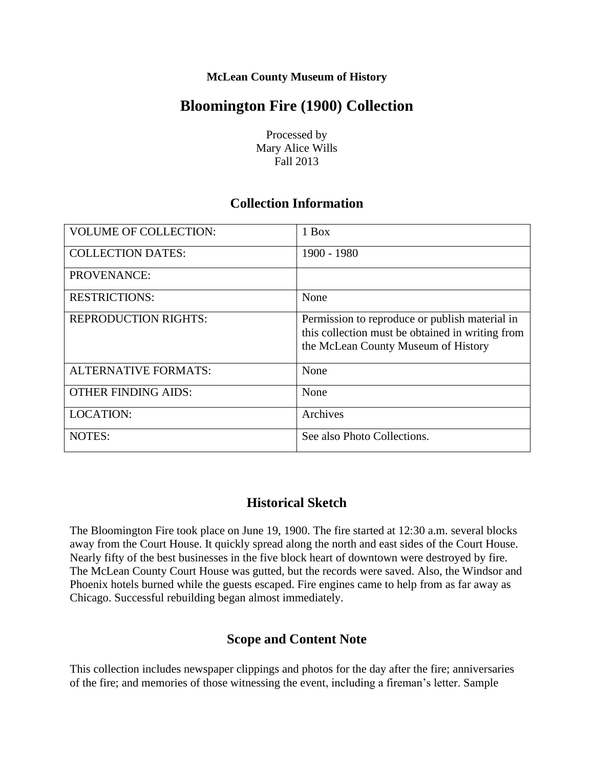**McLean County Museum of History**

# Bloomington Fire (1900) Collection

Processed by
Mary Alice Wills
Fall 2013

## Collection Information

| VOLUME OF COLLECTION: | 1 Box |
|---|---|
| COLLECTION DATES: | 1900 - 1980 |
| PROVENANCE: | |
| RESTRICTIONS: | None |
| REPRODUCTION RIGHTS: | Permission to reproduce or publish material in this collection must be obtained in writing from the McLean County Museum of History |
| ALTERNATIVE FORMATS: | None |
| OTHER FINDING AIDS: | None |
| LOCATION: | Archives |
| NOTES: | See also Photo Collections. |

## Historical Sketch

The Bloomington Fire took place on June 19, 1900. The fire started at 12:30 a.m. several blocks away from the Court House. It quickly spread along the north and east sides of the Court House. Nearly fifty of the best businesses in the five block heart of downtown were destroyed by fire. The McLean County Court House was gutted, but the records were saved. Also, the Windsor and Phoenix hotels burned while the guests escaped. Fire engines came to help from as far away as Chicago. Successful rebuilding began almost immediately.

## Scope and Content Note

This collection includes newspaper clippings and photos for the day after the fire; anniversaries of the fire; and memories of those witnessing the event, including a fireman's letter. Sample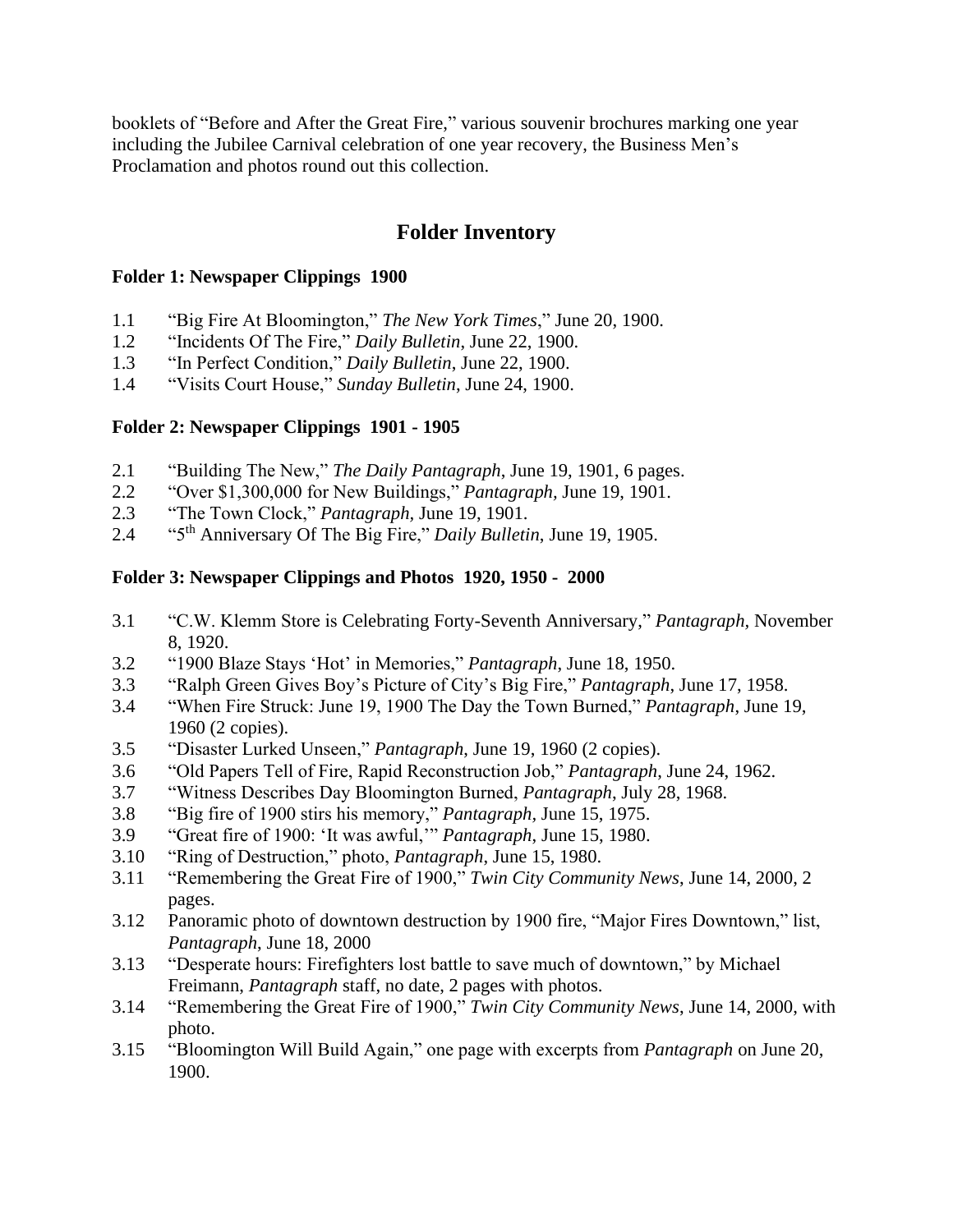booklets of "Before and After the Great Fire," various souvenir brochures marking one year including the Jubilee Carnival celebration of one year recovery, the Business Men's Proclamation and photos round out this collection.

## Folder Inventory

**Folder 1: Newspaper Clippings 1900**

1.1 "Big Fire At Bloomington," *The New York Times*," June 20, 1900.
1.2 "Incidents Of The Fire," *Daily Bulletin*, June 22, 1900.
1.3 "In Perfect Condition," *Daily Bulletin*, June 22, 1900.
1.4 "Visits Court House," *Sunday Bulletin*, June 24, 1900.

**Folder 2: Newspaper Clippings 1901 - 1905**

2.1 "Building The New," *The Daily Pantagraph*, June 19, 1901, 6 pages.
2.2 "Over $1,300,000 for New Buildings," *Pantagraph,* June 19, 1901.
2.3 "The Town Clock," *Pantagraph*, June 19, 1901.
2.4 "5th Anniversary Of The Big Fire," *Daily Bulletin*, June 19, 1905.

**Folder 3: Newspaper Clippings and Photos 1920, 1950 - 2000**

3.1 "C.W. Klemm Store is Celebrating Forty-Seventh Anniversary," *Pantagraph*, November 8, 1920.
3.2 "1900 Blaze Stays 'Hot' in Memories," *Pantagraph*, June 18, 1950.
3.3 "Ralph Green Gives Boy's Picture of City's Big Fire," *Pantagraph*, June 17, 1958.
3.4 "When Fire Struck: June 19, 1900 The Day the Town Burned," *Pantagraph*, June 19, 1960 (2 copies).
3.5 "Disaster Lurked Unseen," *Pantagraph*, June 19, 1960 (2 copies).
3.6 "Old Papers Tell of Fire, Rapid Reconstruction Job," *Pantagraph*, June 24, 1962.
3.7 "Witness Describes Day Bloomington Burned, *Pantagraph*, July 28, 1968.
3.8 "Big fire of 1900 stirs his memory," *Pantagraph*, June 15, 1975.
3.9 "Great fire of 1900: 'It was awful,'" *Pantagraph*, June 15, 1980.
3.10 "Ring of Destruction," photo, *Pantagraph*, June 15, 1980.
3.11 "Remembering the Great Fire of 1900," *Twin City Community News*, June 14, 2000, 2 pages.
3.12 Panoramic photo of downtown destruction by 1900 fire, "Major Fires Downtown," list, *Pantagraph*, June 18, 2000
3.13 "Desperate hours: Firefighters lost battle to save much of downtown," by Michael Freimann, *Pantagraph* staff, no date, 2 pages with photos.
3.14 "Remembering the Great Fire of 1900," *Twin City Community News*, June 14, 2000, with photo.
3.15 "Bloomington Will Build Again," one page with excerpts from *Pantagraph* on June 20, 1900.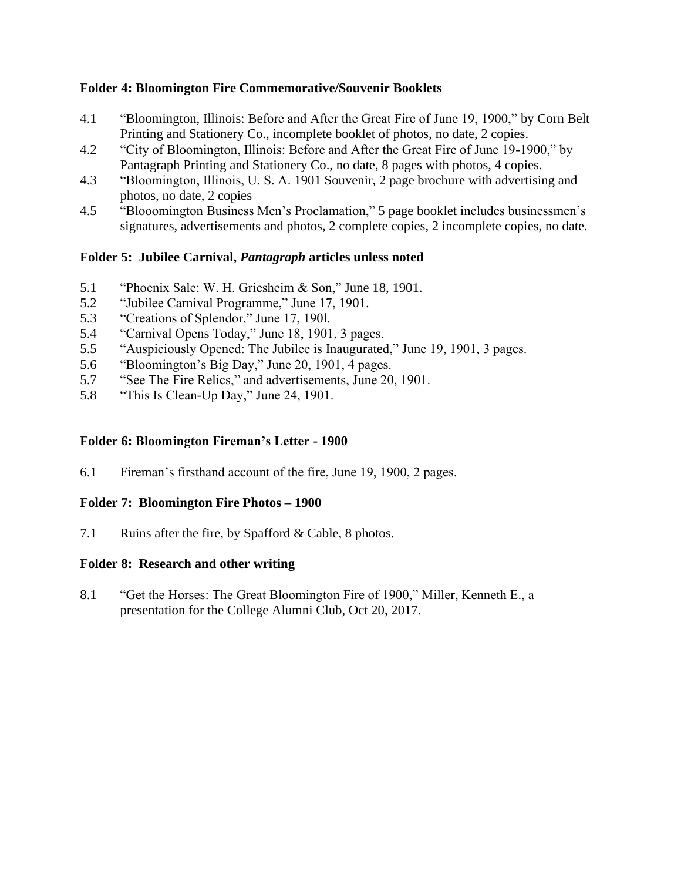**Folder 4: Bloomington Fire Commemorative/Souvenir Booklets**

4.1 "Bloomington, Illinois: Before and After the Great Fire of June 19, 1900," by Corn Belt Printing and Stationery Co., incomplete booklet of photos, no date, 2 copies.

4.2 "City of Bloomington, Illinois: Before and After the Great Fire of June 19-1900," by Pantagraph Printing and Stationery Co., no date, 8 pages with photos, 4 copies.

4.3 "Bloomington, Illinois, U. S. A. 1901 Souvenir, 2 page brochure with advertising and photos, no date, 2 copies

4.5 "Blooomington Business Men's Proclamation," 5 page booklet includes businessmen's signatures, advertisements and photos, 2 complete copies, 2 incomplete copies, no date.

**Folder 5: Jubilee Carnival, *Pantagraph* articles unless noted**

5.1 "Phoenix Sale: W. H. Griesheim & Son," June 18, 1901.

5.2 "Jubilee Carnival Programme," June 17, 1901.

5.3 "Creations of Splendor," June 17, 190l.

5.4 "Carnival Opens Today," June 18, 1901, 3 pages.

5.5 "Auspiciously Opened: The Jubilee is Inaugurated," June 19, 1901, 3 pages.

5.6 "Bloomington's Big Day," June 20, 1901, 4 pages.

5.7 "See The Fire Relics," and advertisements, June 20, 1901.

5.8 "This Is Clean-Up Day," June 24, 1901.

**Folder 6: Bloomington Fireman's Letter - 1900**

6.1 Fireman's firsthand account of the fire, June 19, 1900, 2 pages.

**Folder 7: Bloomington Fire Photos – 1900**

7.1 Ruins after the fire, by Spafford & Cable, 8 photos.

**Folder 8: Research and other writing**

8.1 "Get the Horses: The Great Bloomington Fire of 1900," Miller, Kenneth E., a presentation for the College Alumni Club, Oct 20, 2017.